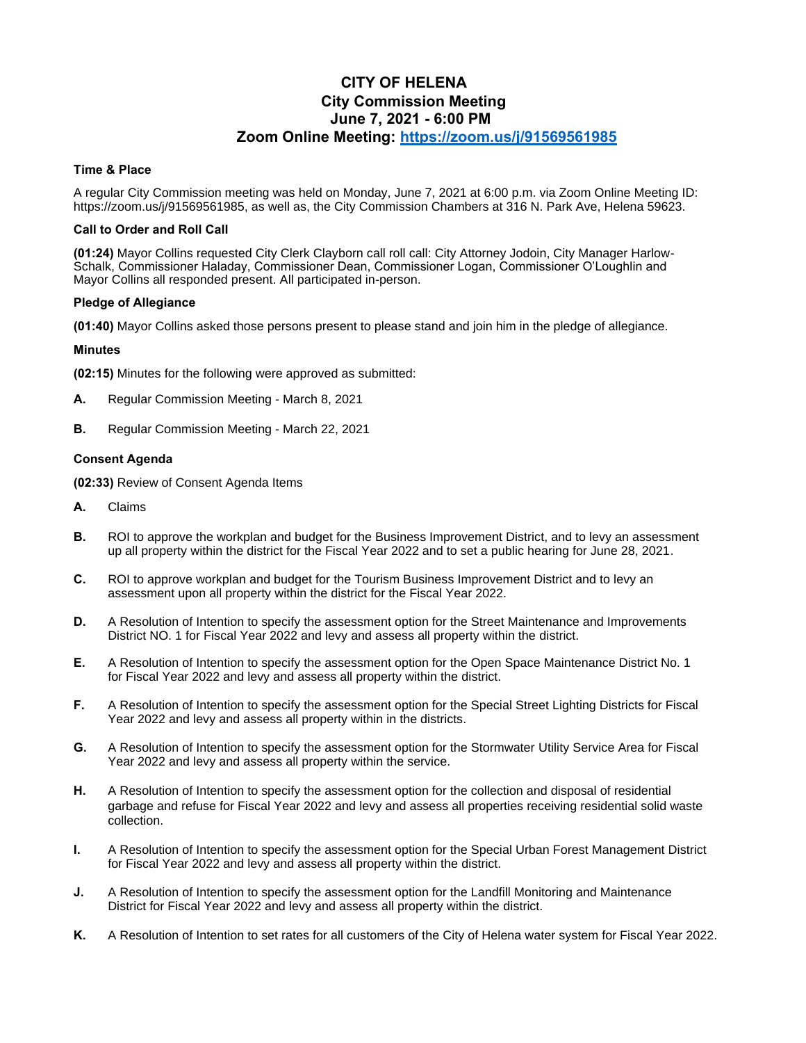# CITY OF HELENA
## City Commission Meeting
## June 7, 2021 - 6:00 PM
## Zoom Online Meeting: https://zoom.us/j/91569561985

**Time & Place**

A regular City Commission meeting was held on Monday, June 7, 2021 at 6:00 p.m. via Zoom Online Meeting ID: https://zoom.us/j/91569561985, as well as, the City Commission Chambers at 316 N. Park Ave, Helena 59623.

**Call to Order and Roll Call**

**(01:24)** Mayor Collins requested City Clerk Clayborn call roll call: City Attorney Jodoin, City Manager Harlow-Schalk, Commissioner Haladay, Commissioner Dean, Commissioner Logan, Commissioner O'Loughlin and Mayor Collins all responded present. All participated in-person.

**Pledge of Allegiance**

**(01:40)** Mayor Collins asked those persons present to please stand and join him in the pledge of allegiance.

**Minutes**

**(02:15)** Minutes for the following were approved as submitted:

**A.** Regular Commission Meeting - March 8, 2021

**B.** Regular Commission Meeting - March 22, 2021

**Consent Agenda**

**(02:33)** Review of Consent Agenda Items

**A.** Claims

**B.** ROI to approve the workplan and budget for the Business Improvement District, and to levy an assessment up all property within the district for the Fiscal Year 2022 and to set a public hearing for June 28, 2021.

**C.** ROI to approve workplan and budget for the Tourism Business Improvement District and to levy an assessment upon all property within the district for the Fiscal Year 2022.

**D.** A Resolution of Intention to specify the assessment option for the Street Maintenance and Improvements District NO. 1 for Fiscal Year 2022 and levy and assess all property within the district.

**E.** A Resolution of Intention to specify the assessment option for the Open Space Maintenance District No. 1 for Fiscal Year 2022 and levy and assess all property within the district.

**F.** A Resolution of Intention to specify the assessment option for the Special Street Lighting Districts for Fiscal Year 2022 and levy and assess all property within in the districts.

**G.** A Resolution of Intention to specify the assessment option for the Stormwater Utility Service Area for Fiscal Year 2022 and levy and assess all property within the service.

**H.** A Resolution of Intention to specify the assessment option for the collection and disposal of residential garbage and refuse for Fiscal Year 2022 and levy and assess all properties receiving residential solid waste collection.

**I.** A Resolution of Intention to specify the assessment option for the Special Urban Forest Management District for Fiscal Year 2022 and levy and assess all property within the district.

**J.** A Resolution of Intention to specify the assessment option for the Landfill Monitoring and Maintenance District for Fiscal Year 2022 and levy and assess all property within the district.

**K.** A Resolution of Intention to set rates for all customers of the City of Helena water system for Fiscal Year 2022.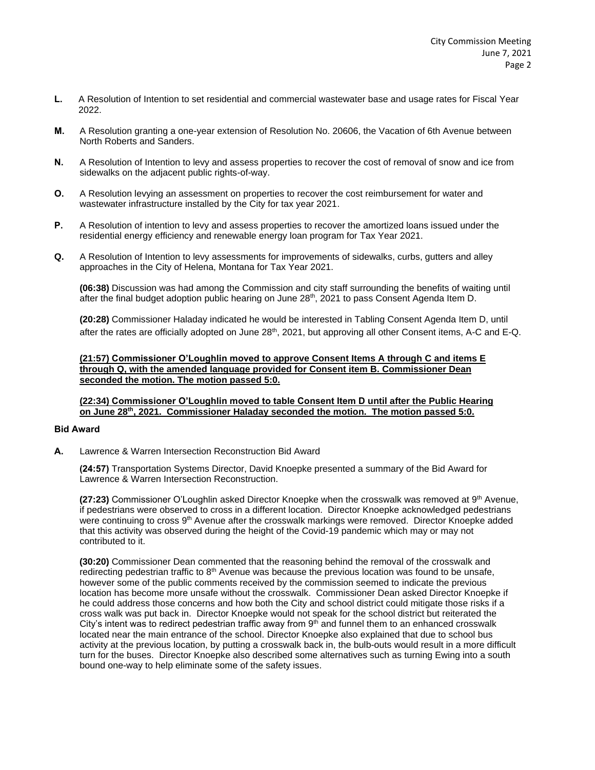**L.** A Resolution of Intention to set residential and commercial wastewater base and usage rates for Fiscal Year 2022.

**M.** A Resolution granting a one-year extension of Resolution No. 20606, the Vacation of 6th Avenue between North Roberts and Sanders.

**N.** A Resolution of Intention to levy and assess properties to recover the cost of removal of snow and ice from sidewalks on the adjacent public rights-of-way.

**O.** A Resolution levying an assessment on properties to recover the cost reimbursement for water and wastewater infrastructure installed by the City for tax year 2021.

**P.** A Resolution of intention to levy and assess properties to recover the amortized loans issued under the residential energy efficiency and renewable energy loan program for Tax Year 2021.

**Q.** A Resolution of Intention to levy assessments for improvements of sidewalks, curbs, gutters and alley approaches in the City of Helena, Montana for Tax Year 2021.

**(06:38)** Discussion was had among the Commission and city staff surrounding the benefits of waiting until after the final budget adoption public hearing on June 28th, 2021 to pass Consent Agenda Item D.

**(20:28)** Commissioner Haladay indicated he would be interested in Tabling Consent Agenda Item D, until after the rates are officially adopted on June 28th, 2021, but approving all other Consent items, A-C and E-Q.

**(21:57) Commissioner O'Loughlin moved to approve Consent Items A through C and items E through Q, with the amended language provided for Consent item B. Commissioner Dean seconded the motion. The motion passed 5:0.**

**(22:34) Commissioner O'Loughlin moved to table Consent Item D until after the Public Hearing on June 28th, 2021. Commissioner Haladay seconded the motion. The motion passed 5:0.**

**Bid Award**

**A.** Lawrence & Warren Intersection Reconstruction Bid Award

**(24:57)** Transportation Systems Director, David Knoepke presented a summary of the Bid Award for Lawrence & Warren Intersection Reconstruction.

**(27:23)** Commissioner O'Loughlin asked Director Knoepke when the crosswalk was removed at 9th Avenue, if pedestrians were observed to cross in a different location. Director Knoepke acknowledged pedestrians were continuing to cross 9th Avenue after the crosswalk markings were removed. Director Knoepke added that this activity was observed during the height of the Covid-19 pandemic which may or may not contributed to it.

**(30:20)** Commissioner Dean commented that the reasoning behind the removal of the crosswalk and redirecting pedestrian traffic to 8th Avenue was because the previous location was found to be unsafe, however some of the public comments received by the commission seemed to indicate the previous location has become more unsafe without the crosswalk. Commissioner Dean asked Director Knoepke if he could address those concerns and how both the City and school district could mitigate those risks if a cross walk was put back in. Director Knoepke would not speak for the school district but reiterated the City's intent was to redirect pedestrian traffic away from 9th and funnel them to an enhanced crosswalk located near the main entrance of the school. Director Knoepke also explained that due to school bus activity at the previous location, by putting a crosswalk back in, the bulb-outs would result in a more difficult turn for the buses. Director Knoepke also described some alternatives such as turning Ewing into a south bound one-way to help eliminate some of the safety issues.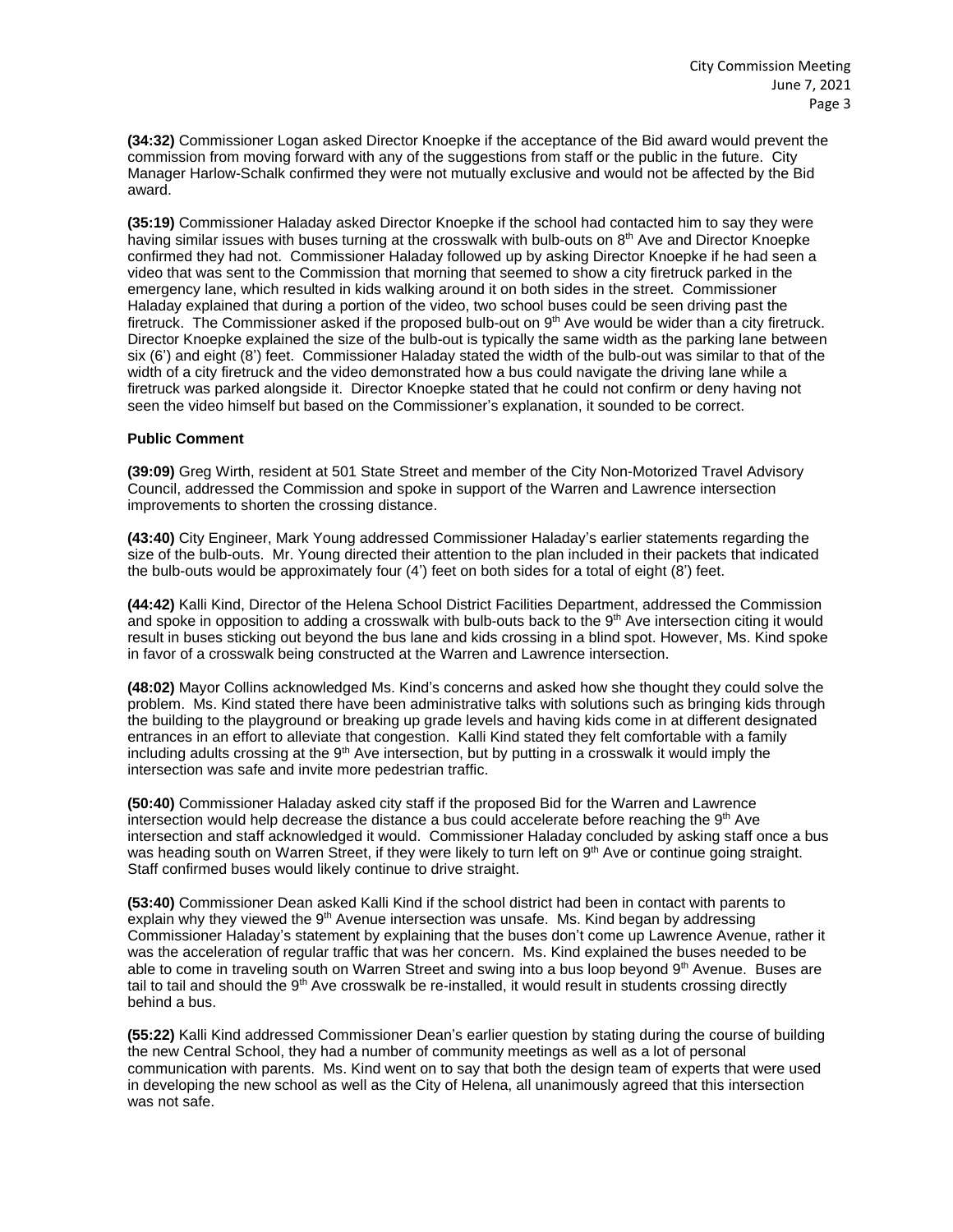**(34:32)** Commissioner Logan asked Director Knoepke if the acceptance of the Bid award would prevent the commission from moving forward with any of the suggestions from staff or the public in the future. City Manager Harlow-Schalk confirmed they were not mutually exclusive and would not be affected by the Bid award.

**(35:19)** Commissioner Haladay asked Director Knoepke if the school had contacted him to say they were having similar issues with buses turning at the crosswalk with bulb-outs on 8th Ave and Director Knoepke confirmed they had not. Commissioner Haladay followed up by asking Director Knoepke if he had seen a video that was sent to the Commission that morning that seemed to show a city firetruck parked in the emergency lane, which resulted in kids walking around it on both sides in the street. Commissioner Haladay explained that during a portion of the video, two school buses could be seen driving past the firetruck. The Commissioner asked if the proposed bulb-out on 9th Ave would be wider than a city firetruck. Director Knoepke explained the size of the bulb-out is typically the same width as the parking lane between six (6') and eight (8') feet. Commissioner Haladay stated the width of the bulb-out was similar to that of the width of a city firetruck and the video demonstrated how a bus could navigate the driving lane while a firetruck was parked alongside it. Director Knoepke stated that he could not confirm or deny having not seen the video himself but based on the Commissioner's explanation, it sounded to be correct.

**Public Comment**

**(39:09)** Greg Wirth, resident at 501 State Street and member of the City Non-Motorized Travel Advisory Council, addressed the Commission and spoke in support of the Warren and Lawrence intersection improvements to shorten the crossing distance.

**(43:40)** City Engineer, Mark Young addressed Commissioner Haladay's earlier statements regarding the size of the bulb-outs. Mr. Young directed their attention to the plan included in their packets that indicated the bulb-outs would be approximately four (4') feet on both sides for a total of eight (8') feet.

**(44:42)** Kalli Kind, Director of the Helena School District Facilities Department, addressed the Commission and spoke in opposition to adding a crosswalk with bulb-outs back to the 9th Ave intersection citing it would result in buses sticking out beyond the bus lane and kids crossing in a blind spot. However, Ms. Kind spoke in favor of a crosswalk being constructed at the Warren and Lawrence intersection.

**(48:02)** Mayor Collins acknowledged Ms. Kind's concerns and asked how she thought they could solve the problem. Ms. Kind stated there have been administrative talks with solutions such as bringing kids through the building to the playground or breaking up grade levels and having kids come in at different designated entrances in an effort to alleviate that congestion. Kalli Kind stated they felt comfortable with a family including adults crossing at the 9th Ave intersection, but by putting in a crosswalk it would imply the intersection was safe and invite more pedestrian traffic.

**(50:40)** Commissioner Haladay asked city staff if the proposed Bid for the Warren and Lawrence intersection would help decrease the distance a bus could accelerate before reaching the 9th Ave intersection and staff acknowledged it would. Commissioner Haladay concluded by asking staff once a bus was heading south on Warren Street, if they were likely to turn left on 9th Ave or continue going straight. Staff confirmed buses would likely continue to drive straight.

**(53:40)** Commissioner Dean asked Kalli Kind if the school district had been in contact with parents to explain why they viewed the 9th Avenue intersection was unsafe. Ms. Kind began by addressing Commissioner Haladay's statement by explaining that the buses don't come up Lawrence Avenue, rather it was the acceleration of regular traffic that was her concern. Ms. Kind explained the buses needed to be able to come in traveling south on Warren Street and swing into a bus loop beyond 9th Avenue. Buses are tail to tail and should the 9th Ave crosswalk be re-installed, it would result in students crossing directly behind a bus.

**(55:22)** Kalli Kind addressed Commissioner Dean's earlier question by stating during the course of building the new Central School, they had a number of community meetings as well as a lot of personal communication with parents. Ms. Kind went on to say that both the design team of experts that were used in developing the new school as well as the City of Helena, all unanimously agreed that this intersection was not safe.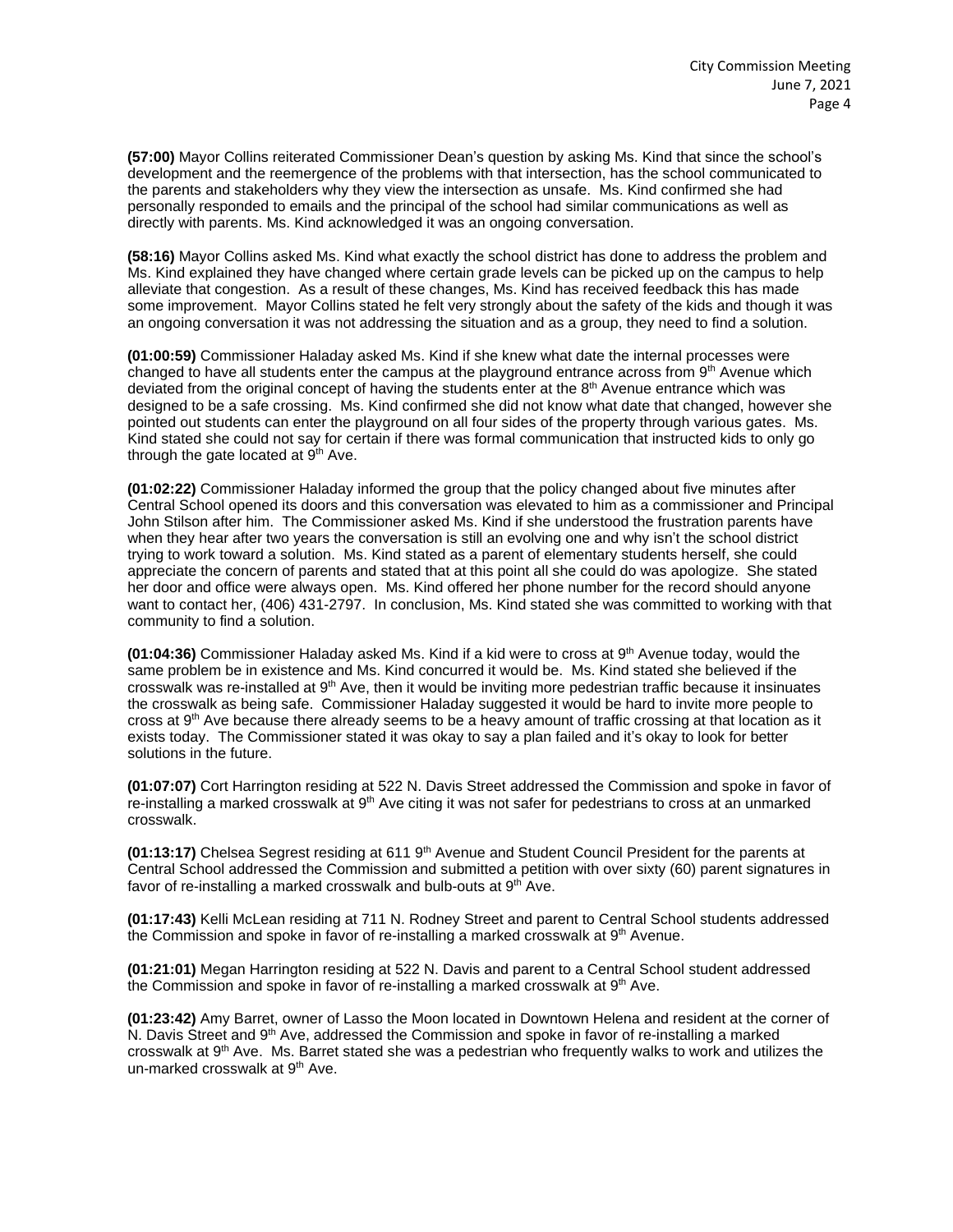**(57:00)** Mayor Collins reiterated Commissioner Dean's question by asking Ms. Kind that since the school's development and the reemergence of the problems with that intersection, has the school communicated to the parents and stakeholders why they view the intersection as unsafe. Ms. Kind confirmed she had personally responded to emails and the principal of the school had similar communications as well as directly with parents. Ms. Kind acknowledged it was an ongoing conversation.

**(58:16)** Mayor Collins asked Ms. Kind what exactly the school district has done to address the problem and Ms. Kind explained they have changed where certain grade levels can be picked up on the campus to help alleviate that congestion. As a result of these changes, Ms. Kind has received feedback this has made some improvement. Mayor Collins stated he felt very strongly about the safety of the kids and though it was an ongoing conversation it was not addressing the situation and as a group, they need to find a solution.

**(01:00:59)** Commissioner Haladay asked Ms. Kind if she knew what date the internal processes were changed to have all students enter the campus at the playground entrance across from 9th Avenue which deviated from the original concept of having the students enter at the 8th Avenue entrance which was designed to be a safe crossing. Ms. Kind confirmed she did not know what date that changed, however she pointed out students can enter the playground on all four sides of the property through various gates. Ms. Kind stated she could not say for certain if there was formal communication that instructed kids to only go through the gate located at 9th Ave.

**(01:02:22)** Commissioner Haladay informed the group that the policy changed about five minutes after Central School opened its doors and this conversation was elevated to him as a commissioner and Principal John Stilson after him. The Commissioner asked Ms. Kind if she understood the frustration parents have when they hear after two years the conversation is still an evolving one and why isn't the school district trying to work toward a solution. Ms. Kind stated as a parent of elementary students herself, she could appreciate the concern of parents and stated that at this point all she could do was apologize. She stated her door and office were always open. Ms. Kind offered her phone number for the record should anyone want to contact her, (406) 431-2797. In conclusion, Ms. Kind stated she was committed to working with that community to find a solution.

**(01:04:36)** Commissioner Haladay asked Ms. Kind if a kid were to cross at 9th Avenue today, would the same problem be in existence and Ms. Kind concurred it would be. Ms. Kind stated she believed if the crosswalk was re-installed at 9th Ave, then it would be inviting more pedestrian traffic because it insinuates the crosswalk as being safe. Commissioner Haladay suggested it would be hard to invite more people to cross at 9th Ave because there already seems to be a heavy amount of traffic crossing at that location as it exists today. The Commissioner stated it was okay to say a plan failed and it's okay to look for better solutions in the future.

**(01:07:07)** Cort Harrington residing at 522 N. Davis Street addressed the Commission and spoke in favor of re-installing a marked crosswalk at 9th Ave citing it was not safer for pedestrians to cross at an unmarked crosswalk.

**(01:13:17)** Chelsea Segrest residing at 611 9th Avenue and Student Council President for the parents at Central School addressed the Commission and submitted a petition with over sixty (60) parent signatures in favor of re-installing a marked crosswalk and bulb-outs at 9th Ave.

**(01:17:43)** Kelli McLean residing at 711 N. Rodney Street and parent to Central School students addressed the Commission and spoke in favor of re-installing a marked crosswalk at 9th Avenue.

**(01:21:01)** Megan Harrington residing at 522 N. Davis and parent to a Central School student addressed the Commission and spoke in favor of re-installing a marked crosswalk at 9th Ave.

**(01:23:42)** Amy Barret, owner of Lasso the Moon located in Downtown Helena and resident at the corner of N. Davis Street and 9th Ave, addressed the Commission and spoke in favor of re-installing a marked crosswalk at 9th Ave. Ms. Barret stated she was a pedestrian who frequently walks to work and utilizes the un-marked crosswalk at 9th Ave.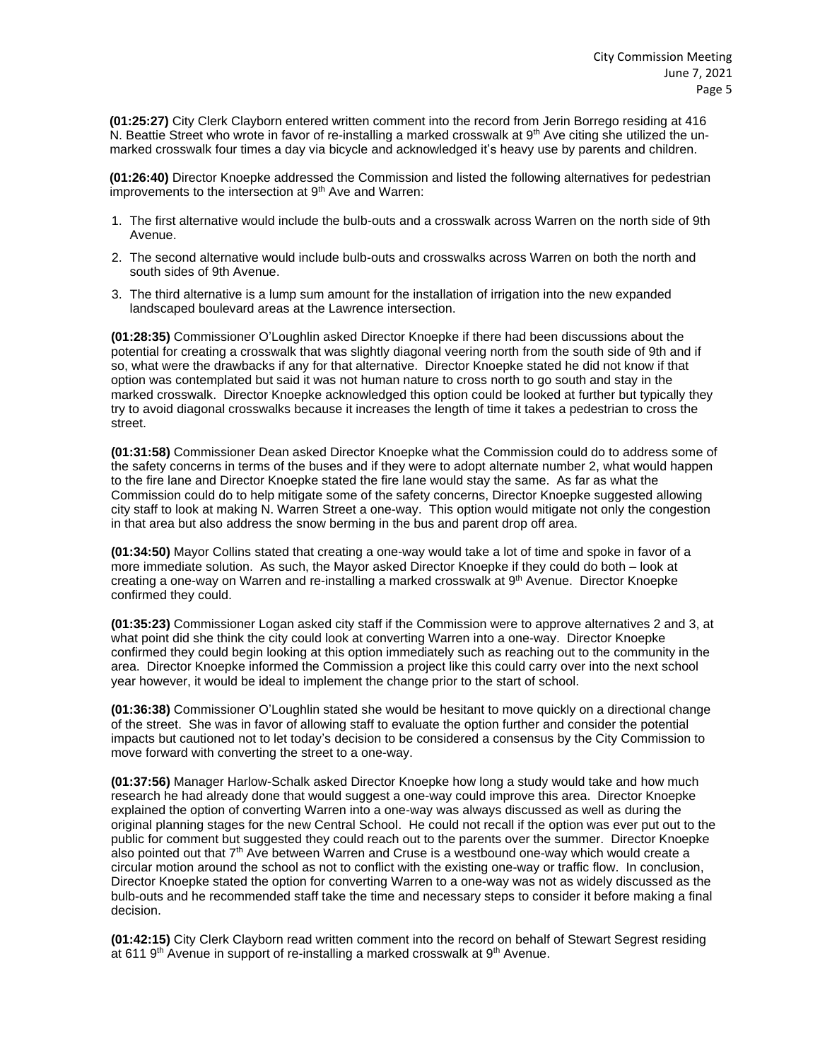**(01:25:27)** City Clerk Clayborn entered written comment into the record from Jerin Borrego residing at 416 N. Beattie Street who wrote in favor of re-installing a marked crosswalk at 9th Ave citing she utilized the un-marked crosswalk four times a day via bicycle and acknowledged it's heavy use by parents and children.

**(01:26:40)** Director Knoepke addressed the Commission and listed the following alternatives for pedestrian improvements to the intersection at 9th Ave and Warren:

1. The first alternative would include the bulb-outs and a crosswalk across Warren on the north side of 9th Avenue.
2. The second alternative would include bulb-outs and crosswalks across Warren on both the north and south sides of 9th Avenue.
3. The third alternative is a lump sum amount for the installation of irrigation into the new expanded landscaped boulevard areas at the Lawrence intersection.

**(01:28:35)** Commissioner O'Loughlin asked Director Knoepke if there had been discussions about the potential for creating a crosswalk that was slightly diagonal veering north from the south side of 9th and if so, what were the drawbacks if any for that alternative. Director Knoepke stated he did not know if that option was contemplated but said it was not human nature to cross north to go south and stay in the marked crosswalk. Director Knoepke acknowledged this option could be looked at further but typically they try to avoid diagonal crosswalks because it increases the length of time it takes a pedestrian to cross the street.

**(01:31:58)** Commissioner Dean asked Director Knoepke what the Commission could do to address some of the safety concerns in terms of the buses and if they were to adopt alternate number 2, what would happen to the fire lane and Director Knoepke stated the fire lane would stay the same. As far as what the Commission could do to help mitigate some of the safety concerns, Director Knoepke suggested allowing city staff to look at making N. Warren Street a one-way. This option would mitigate not only the congestion in that area but also address the snow berming in the bus and parent drop off area.

**(01:34:50)** Mayor Collins stated that creating a one-way would take a lot of time and spoke in favor of a more immediate solution. As such, the Mayor asked Director Knoepke if they could do both – look at creating a one-way on Warren and re-installing a marked crosswalk at 9th Avenue. Director Knoepke confirmed they could.

**(01:35:23)** Commissioner Logan asked city staff if the Commission were to approve alternatives 2 and 3, at what point did she think the city could look at converting Warren into a one-way. Director Knoepke confirmed they could begin looking at this option immediately such as reaching out to the community in the area. Director Knoepke informed the Commission a project like this could carry over into the next school year however, it would be ideal to implement the change prior to the start of school.

**(01:36:38)** Commissioner O'Loughlin stated she would be hesitant to move quickly on a directional change of the street. She was in favor of allowing staff to evaluate the option further and consider the potential impacts but cautioned not to let today's decision to be considered a consensus by the City Commission to move forward with converting the street to a one-way.

**(01:37:56)** Manager Harlow-Schalk asked Director Knoepke how long a study would take and how much research he had already done that would suggest a one-way could improve this area. Director Knoepke explained the option of converting Warren into a one-way was always discussed as well as during the original planning stages for the new Central School. He could not recall if the option was ever put out to the public for comment but suggested they could reach out to the parents over the summer. Director Knoepke also pointed out that 7th Ave between Warren and Cruse is a westbound one-way which would create a circular motion around the school as not to conflict with the existing one-way or traffic flow. In conclusion, Director Knoepke stated the option for converting Warren to a one-way was not as widely discussed as the bulb-outs and he recommended staff take the time and necessary steps to consider it before making a final decision.

**(01:42:15)** City Clerk Clayborn read written comment into the record on behalf of Stewart Segrest residing at 611 9th Avenue in support of re-installing a marked crosswalk at 9th Avenue.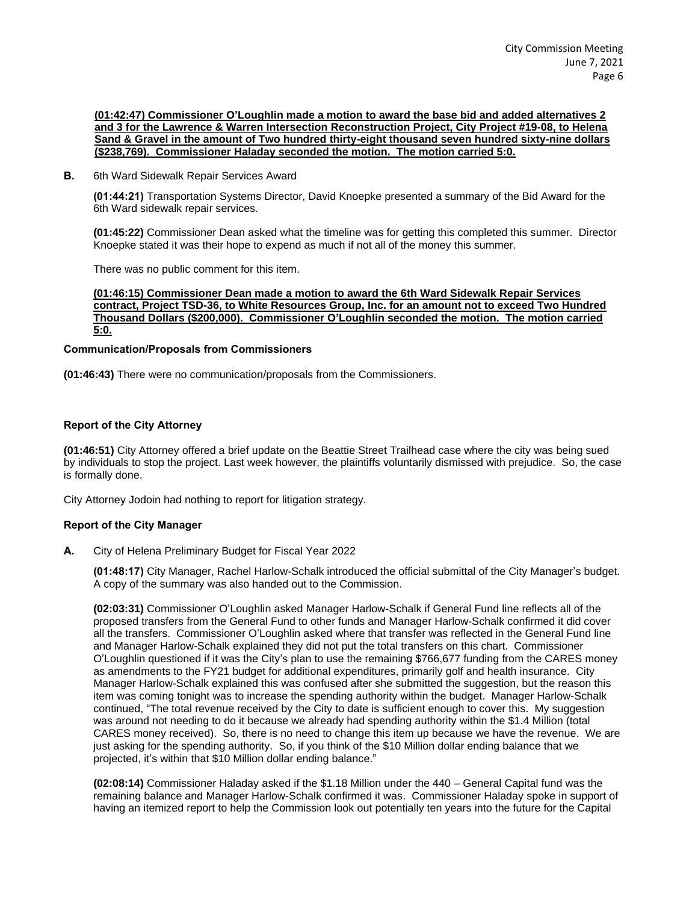**(01:42:47) Commissioner O'Loughlin made a motion to award the base bid and added alternatives 2 and 3 for the Lawrence & Warren Intersection Reconstruction Project, City Project #19-08, to Helena Sand & Gravel in the amount of Two hundred thirty-eight thousand seven hundred sixty-nine dollars ($238,769). Commissioner Haladay seconded the motion. The motion carried 5:0.**

**B.** 6th Ward Sidewalk Repair Services Award

**(01:44:21)** Transportation Systems Director, David Knoepke presented a summary of the Bid Award for the 6th Ward sidewalk repair services.

**(01:45:22)** Commissioner Dean asked what the timeline was for getting this completed this summer. Director Knoepke stated it was their hope to expend as much if not all of the money this summer.

There was no public comment for this item.

**(01:46:15) Commissioner Dean made a motion to award the 6th Ward Sidewalk Repair Services contract, Project TSD-36, to White Resources Group, Inc. for an amount not to exceed Two Hundred Thousand Dollars ($200,000). Commissioner O'Loughlin seconded the motion. The motion carried 5:0.**

**Communication/Proposals from Commissioners**

**(01:46:43)** There were no communication/proposals from the Commissioners.

**Report of the City Attorney**

**(01:46:51)** City Attorney offered a brief update on the Beattie Street Trailhead case where the city was being sued by individuals to stop the project. Last week however, the plaintiffs voluntarily dismissed with prejudice. So, the case is formally done.

City Attorney Jodoin had nothing to report for litigation strategy.

**Report of the City Manager**

**A.** City of Helena Preliminary Budget for Fiscal Year 2022

**(01:48:17)** City Manager, Rachel Harlow-Schalk introduced the official submittal of the City Manager's budget. A copy of the summary was also handed out to the Commission.

**(02:03:31)** Commissioner O'Loughlin asked Manager Harlow-Schalk if General Fund line reflects all of the proposed transfers from the General Fund to other funds and Manager Harlow-Schalk confirmed it did cover all the transfers. Commissioner O'Loughlin asked where that transfer was reflected in the General Fund line and Manager Harlow-Schalk explained they did not put the total transfers on this chart. Commissioner O'Loughlin questioned if it was the City's plan to use the remaining $766,677 funding from the CARES money as amendments to the FY21 budget for additional expenditures, primarily golf and health insurance. City Manager Harlow-Schalk explained this was confused after she submitted the suggestion, but the reason this item was coming tonight was to increase the spending authority within the budget. Manager Harlow-Schalk continued, "The total revenue received by the City to date is sufficient enough to cover this. My suggestion was around not needing to do it because we already had spending authority within the $1.4 Million (total CARES money received). So, there is no need to change this item up because we have the revenue. We are just asking for the spending authority. So, if you think of the $10 Million dollar ending balance that we projected, it's within that $10 Million dollar ending balance."

**(02:08:14)** Commissioner Haladay asked if the $1.18 Million under the 440 – General Capital fund was the remaining balance and Manager Harlow-Schalk confirmed it was. Commissioner Haladay spoke in support of having an itemized report to help the Commission look out potentially ten years into the future for the Capital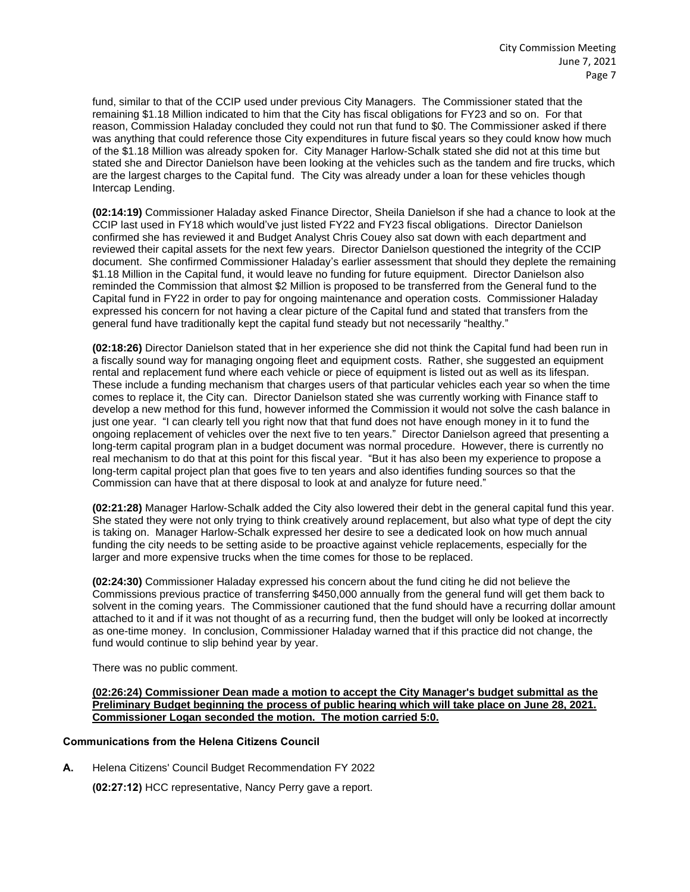fund, similar to that of the CCIP used under previous City Managers. The Commissioner stated that the remaining $1.18 Million indicated to him that the City has fiscal obligations for FY23 and so on. For that reason, Commission Haladay concluded they could not run that fund to $0. The Commissioner asked if there was anything that could reference those City expenditures in future fiscal years so they could know how much of the $1.18 Million was already spoken for. City Manager Harlow-Schalk stated she did not at this time but stated she and Director Danielson have been looking at the vehicles such as the tandem and fire trucks, which are the largest charges to the Capital fund. The City was already under a loan for these vehicles though Intercap Lending.

**(02:14:19)** Commissioner Haladay asked Finance Director, Sheila Danielson if she had a chance to look at the CCIP last used in FY18 which would've just listed FY22 and FY23 fiscal obligations. Director Danielson confirmed she has reviewed it and Budget Analyst Chris Couey also sat down with each department and reviewed their capital assets for the next few years. Director Danielson questioned the integrity of the CCIP document. She confirmed Commissioner Haladay's earlier assessment that should they deplete the remaining $1.18 Million in the Capital fund, it would leave no funding for future equipment. Director Danielson also reminded the Commission that almost $2 Million is proposed to be transferred from the General fund to the Capital fund in FY22 in order to pay for ongoing maintenance and operation costs. Commissioner Haladay expressed his concern for not having a clear picture of the Capital fund and stated that transfers from the general fund have traditionally kept the capital fund steady but not necessarily "healthy."

**(02:18:26)** Director Danielson stated that in her experience she did not think the Capital fund had been run in a fiscally sound way for managing ongoing fleet and equipment costs. Rather, she suggested an equipment rental and replacement fund where each vehicle or piece of equipment is listed out as well as its lifespan. These include a funding mechanism that charges users of that particular vehicles each year so when the time comes to replace it, the City can. Director Danielson stated she was currently working with Finance staff to develop a new method for this fund, however informed the Commission it would not solve the cash balance in just one year. "I can clearly tell you right now that that fund does not have enough money in it to fund the ongoing replacement of vehicles over the next five to ten years." Director Danielson agreed that presenting a long-term capital program plan in a budget document was normal procedure. However, there is currently no real mechanism to do that at this point for this fiscal year. "But it has also been my experience to propose a long-term capital project plan that goes five to ten years and also identifies funding sources so that the Commission can have that at there disposal to look at and analyze for future need."

**(02:21:28)** Manager Harlow-Schalk added the City also lowered their debt in the general capital fund this year. She stated they were not only trying to think creatively around replacement, but also what type of dept the city is taking on. Manager Harlow-Schalk expressed her desire to see a dedicated look on how much annual funding the city needs to be setting aside to be proactive against vehicle replacements, especially for the larger and more expensive trucks when the time comes for those to be replaced.

**(02:24:30)** Commissioner Haladay expressed his concern about the fund citing he did not believe the Commissions previous practice of transferring $450,000 annually from the general fund will get them back to solvent in the coming years. The Commissioner cautioned that the fund should have a recurring dollar amount attached to it and if it was not thought of as a recurring fund, then the budget will only be looked at incorrectly as one-time money. In conclusion, Commissioner Haladay warned that if this practice did not change, the fund would continue to slip behind year by year.

There was no public comment.

**(02:26:24) Commissioner Dean made a motion to accept the City Manager's budget submittal as the Preliminary Budget beginning the process of public hearing which will take place on June 28, 2021. Commissioner Logan seconded the motion. The motion carried 5:0.**

**Communications from the Helena Citizens Council**

**A.** Helena Citizens' Council Budget Recommendation FY 2022

**(02:27:12)** HCC representative, Nancy Perry gave a report.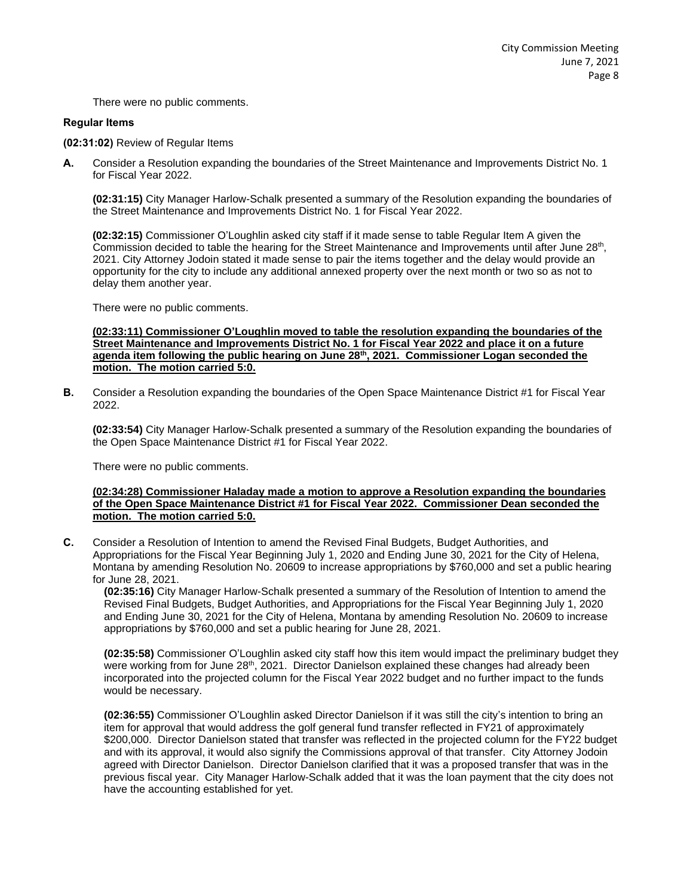There were no public comments.

**Regular Items**

**(02:31:02)** Review of Regular Items

**A.** Consider a Resolution expanding the boundaries of the Street Maintenance and Improvements District No. 1 for Fiscal Year 2022.

**(02:31:15)** City Manager Harlow-Schalk presented a summary of the Resolution expanding the boundaries of the Street Maintenance and Improvements District No. 1 for Fiscal Year 2022.

**(02:32:15)** Commissioner O'Loughlin asked city staff if it made sense to table Regular Item A given the Commission decided to table the hearing for the Street Maintenance and Improvements until after June 28th, 2021. City Attorney Jodoin stated it made sense to pair the items together and the delay would provide an opportunity for the city to include any additional annexed property over the next month or two so as not to delay them another year.

There were no public comments.

**(02:33:11) Commissioner O'Loughlin moved to table the resolution expanding the boundaries of the Street Maintenance and Improvements District No. 1 for Fiscal Year 2022 and place it on a future agenda item following the public hearing on June 28th, 2021. Commissioner Logan seconded the motion. The motion carried 5:0.**

**B.** Consider a Resolution expanding the boundaries of the Open Space Maintenance District #1 for Fiscal Year 2022.

**(02:33:54)** City Manager Harlow-Schalk presented a summary of the Resolution expanding the boundaries of the Open Space Maintenance District #1 for Fiscal Year 2022.

There were no public comments.

**(02:34:28) Commissioner Haladay made a motion to approve a Resolution expanding the boundaries of the Open Space Maintenance District #1 for Fiscal Year 2022. Commissioner Dean seconded the motion. The motion carried 5:0.**

**C.** Consider a Resolution of Intention to amend the Revised Final Budgets, Budget Authorities, and Appropriations for the Fiscal Year Beginning July 1, 2020 and Ending June 30, 2021 for the City of Helena, Montana by amending Resolution No. 20609 to increase appropriations by $760,000 and set a public hearing for June 28, 2021.

**(02:35:16)** City Manager Harlow-Schalk presented a summary of the Resolution of Intention to amend the Revised Final Budgets, Budget Authorities, and Appropriations for the Fiscal Year Beginning July 1, 2020 and Ending June 30, 2021 for the City of Helena, Montana by amending Resolution No. 20609 to increase appropriations by $760,000 and set a public hearing for June 28, 2021.

**(02:35:58)** Commissioner O'Loughlin asked city staff how this item would impact the preliminary budget they were working from for June 28th, 2021. Director Danielson explained these changes had already been incorporated into the projected column for the Fiscal Year 2022 budget and no further impact to the funds would be necessary.

**(02:36:55)** Commissioner O'Loughlin asked Director Danielson if it was still the city's intention to bring an item for approval that would address the golf general fund transfer reflected in FY21 of approximately $200,000. Director Danielson stated that transfer was reflected in the projected column for the FY22 budget and with its approval, it would also signify the Commissions approval of that transfer. City Attorney Jodoin agreed with Director Danielson. Director Danielson clarified that it was a proposed transfer that was in the previous fiscal year. City Manager Harlow-Schalk added that it was the loan payment that the city does not have the accounting established for yet.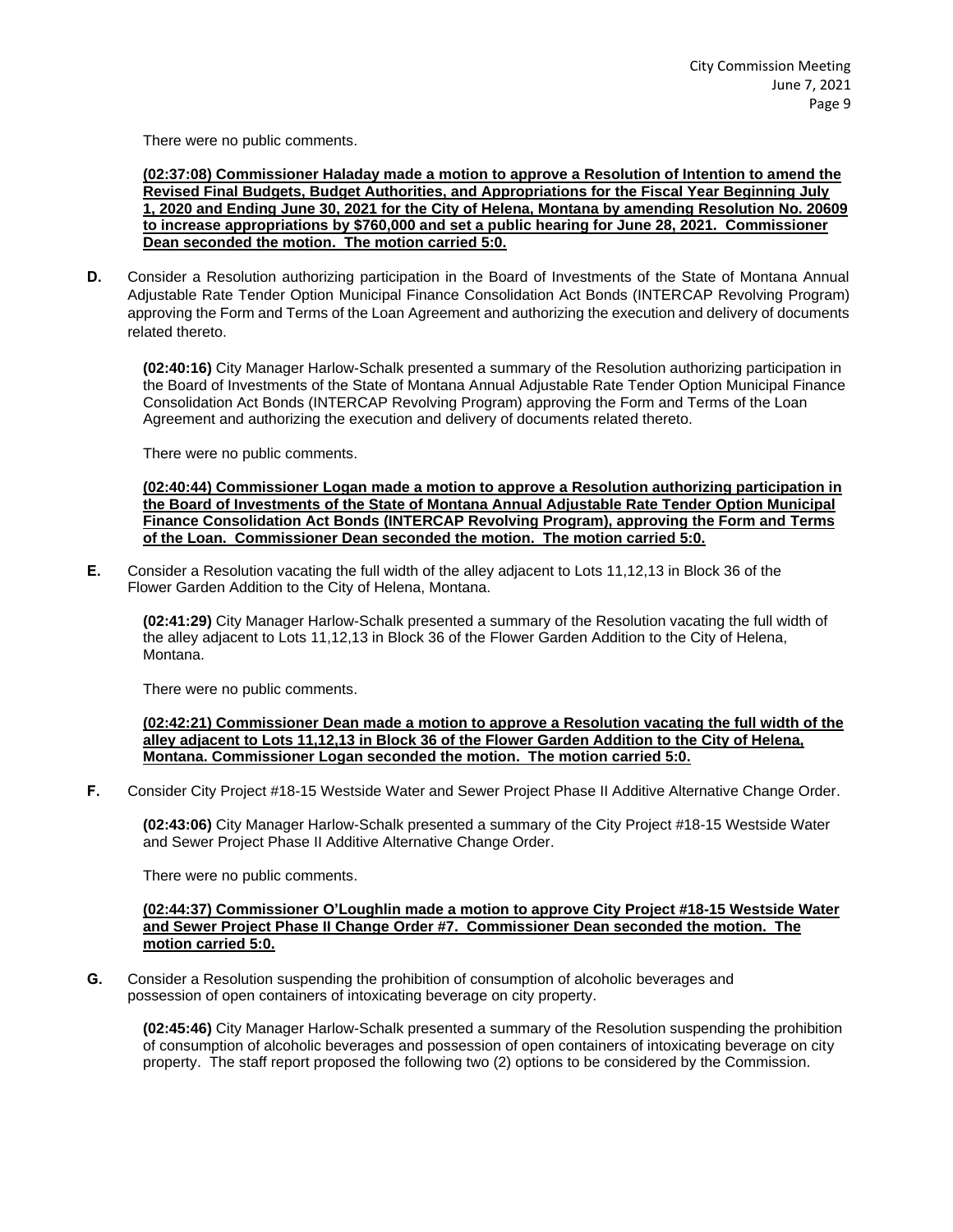There were no public comments.

**(02:37:08) Commissioner Haladay made a motion to approve a Resolution of Intention to amend the Revised Final Budgets, Budget Authorities, and Appropriations for the Fiscal Year Beginning July 1, 2020 and Ending June 30, 2021 for the City of Helena, Montana by amending Resolution No. 20609 to increase appropriations by $760,000 and set a public hearing for June 28, 2021. Commissioner Dean seconded the motion. The motion carried 5:0.**

**D.** Consider a Resolution authorizing participation in the Board of Investments of the State of Montana Annual Adjustable Rate Tender Option Municipal Finance Consolidation Act Bonds (INTERCAP Revolving Program) approving the Form and Terms of the Loan Agreement and authorizing the execution and delivery of documents related thereto.

**(02:40:16)** City Manager Harlow-Schalk presented a summary of the Resolution authorizing participation in the Board of Investments of the State of Montana Annual Adjustable Rate Tender Option Municipal Finance Consolidation Act Bonds (INTERCAP Revolving Program) approving the Form and Terms of the Loan Agreement and authorizing the execution and delivery of documents related thereto.

There were no public comments.

**(02:40:44) Commissioner Logan made a motion to approve a Resolution authorizing participation in the Board of Investments of the State of Montana Annual Adjustable Rate Tender Option Municipal Finance Consolidation Act Bonds (INTERCAP Revolving Program), approving the Form and Terms of the Loan. Commissioner Dean seconded the motion. The motion carried 5:0.**

**E.** Consider a Resolution vacating the full width of the alley adjacent to Lots 11,12,13 in Block 36 of the Flower Garden Addition to the City of Helena, Montana.

**(02:41:29)** City Manager Harlow-Schalk presented a summary of the Resolution vacating the full width of the alley adjacent to Lots 11,12,13 in Block 36 of the Flower Garden Addition to the City of Helena, Montana.

There were no public comments.

**(02:42:21) Commissioner Dean made a motion to approve a Resolution vacating the full width of the alley adjacent to Lots 11,12,13 in Block 36 of the Flower Garden Addition to the City of Helena, Montana. Commissioner Logan seconded the motion. The motion carried 5:0.**

**F.** Consider City Project #18-15 Westside Water and Sewer Project Phase II Additive Alternative Change Order.

**(02:43:06)** City Manager Harlow-Schalk presented a summary of the City Project #18-15 Westside Water and Sewer Project Phase II Additive Alternative Change Order.

There were no public comments.

**(02:44:37) Commissioner O'Loughlin made a motion to approve City Project #18-15 Westside Water and Sewer Project Phase II Change Order #7. Commissioner Dean seconded the motion. The motion carried 5:0.**

**G.** Consider a Resolution suspending the prohibition of consumption of alcoholic beverages and possession of open containers of intoxicating beverage on city property.

**(02:45:46)** City Manager Harlow-Schalk presented a summary of the Resolution suspending the prohibition of consumption of alcoholic beverages and possession of open containers of intoxicating beverage on city property. The staff report proposed the following two (2) options to be considered by the Commission.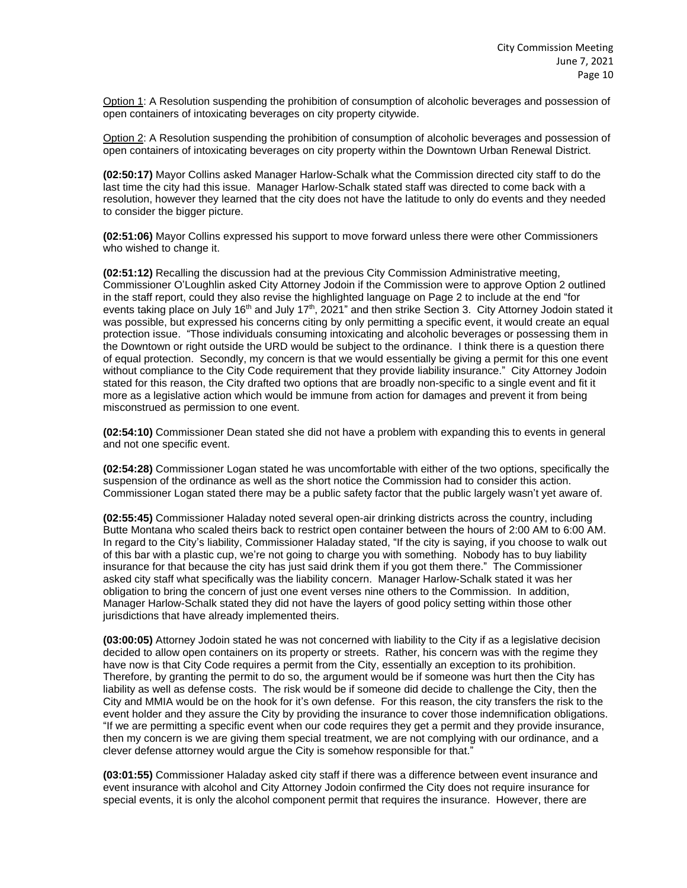Option 1: A Resolution suspending the prohibition of consumption of alcoholic beverages and possession of open containers of intoxicating beverages on city property citywide.

Option 2: A Resolution suspending the prohibition of consumption of alcoholic beverages and possession of open containers of intoxicating beverages on city property within the Downtown Urban Renewal District.

**(02:50:17)** Mayor Collins asked Manager Harlow-Schalk what the Commission directed city staff to do the last time the city had this issue. Manager Harlow-Schalk stated staff was directed to come back with a resolution, however they learned that the city does not have the latitude to only do events and they needed to consider the bigger picture.

**(02:51:06)** Mayor Collins expressed his support to move forward unless there were other Commissioners who wished to change it.

**(02:51:12)** Recalling the discussion had at the previous City Commission Administrative meeting, Commissioner O'Loughlin asked City Attorney Jodoin if the Commission were to approve Option 2 outlined in the staff report, could they also revise the highlighted language on Page 2 to include at the end "for events taking place on July 16th and July 17th, 2021" and then strike Section 3. City Attorney Jodoin stated it was possible, but expressed his concerns citing by only permitting a specific event, it would create an equal protection issue. "Those individuals consuming intoxicating and alcoholic beverages or possessing them in the Downtown or right outside the URD would be subject to the ordinance. I think there is a question there of equal protection. Secondly, my concern is that we would essentially be giving a permit for this one event without compliance to the City Code requirement that they provide liability insurance." City Attorney Jodoin stated for this reason, the City drafted two options that are broadly non-specific to a single event and fit it more as a legislative action which would be immune from action for damages and prevent it from being misconstrued as permission to one event.

**(02:54:10)** Commissioner Dean stated she did not have a problem with expanding this to events in general and not one specific event.

**(02:54:28)** Commissioner Logan stated he was uncomfortable with either of the two options, specifically the suspension of the ordinance as well as the short notice the Commission had to consider this action. Commissioner Logan stated there may be a public safety factor that the public largely wasn't yet aware of.

**(02:55:45)** Commissioner Haladay noted several open-air drinking districts across the country, including Butte Montana who scaled theirs back to restrict open container between the hours of 2:00 AM to 6:00 AM. In regard to the City's liability, Commissioner Haladay stated, "If the city is saying, if you choose to walk out of this bar with a plastic cup, we're not going to charge you with something. Nobody has to buy liability insurance for that because the city has just said drink them if you got them there." The Commissioner asked city staff what specifically was the liability concern. Manager Harlow-Schalk stated it was her obligation to bring the concern of just one event verses nine others to the Commission. In addition, Manager Harlow-Schalk stated they did not have the layers of good policy setting within those other jurisdictions that have already implemented theirs.

**(03:00:05)** Attorney Jodoin stated he was not concerned with liability to the City if as a legislative decision decided to allow open containers on its property or streets. Rather, his concern was with the regime they have now is that City Code requires a permit from the City, essentially an exception to its prohibition. Therefore, by granting the permit to do so, the argument would be if someone was hurt then the City has liability as well as defense costs. The risk would be if someone did decide to challenge the City, then the City and MMIA would be on the hook for it's own defense. For this reason, the city transfers the risk to the event holder and they assure the City by providing the insurance to cover those indemnification obligations. "If we are permitting a specific event when our code requires they get a permit and they provide insurance, then my concern is we are giving them special treatment, we are not complying with our ordinance, and a clever defense attorney would argue the City is somehow responsible for that."

**(03:01:55)** Commissioner Haladay asked city staff if there was a difference between event insurance and event insurance with alcohol and City Attorney Jodoin confirmed the City does not require insurance for special events, it is only the alcohol component permit that requires the insurance. However, there are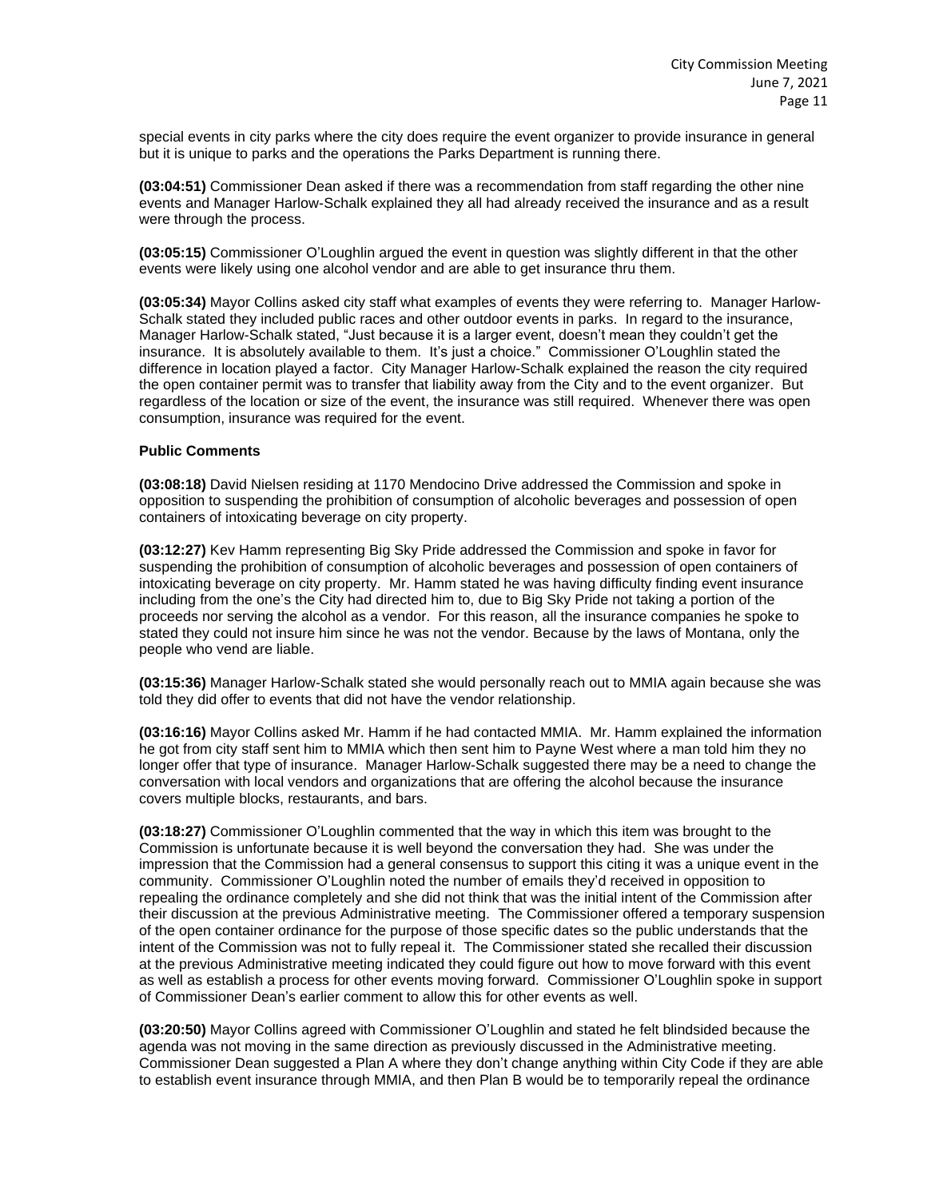special events in city parks where the city does require the event organizer to provide insurance in general but it is unique to parks and the operations the Parks Department is running there.

**(03:04:51)** Commissioner Dean asked if there was a recommendation from staff regarding the other nine events and Manager Harlow-Schalk explained they all had already received the insurance and as a result were through the process.

**(03:05:15)** Commissioner O'Loughlin argued the event in question was slightly different in that the other events were likely using one alcohol vendor and are able to get insurance thru them.

**(03:05:34)** Mayor Collins asked city staff what examples of events they were referring to. Manager Harlow-Schalk stated they included public races and other outdoor events in parks. In regard to the insurance, Manager Harlow-Schalk stated, "Just because it is a larger event, doesn't mean they couldn't get the insurance. It is absolutely available to them. It's just a choice." Commissioner O'Loughlin stated the difference in location played a factor. City Manager Harlow-Schalk explained the reason the city required the open container permit was to transfer that liability away from the City and to the event organizer. But regardless of the location or size of the event, the insurance was still required. Whenever there was open consumption, insurance was required for the event.

**Public Comments**

**(03:08:18)** David Nielsen residing at 1170 Mendocino Drive addressed the Commission and spoke in opposition to suspending the prohibition of consumption of alcoholic beverages and possession of open containers of intoxicating beverage on city property.

**(03:12:27)** Kev Hamm representing Big Sky Pride addressed the Commission and spoke in favor for suspending the prohibition of consumption of alcoholic beverages and possession of open containers of intoxicating beverage on city property. Mr. Hamm stated he was having difficulty finding event insurance including from the one's the City had directed him to, due to Big Sky Pride not taking a portion of the proceeds nor serving the alcohol as a vendor. For this reason, all the insurance companies he spoke to stated they could not insure him since he was not the vendor. Because by the laws of Montana, only the people who vend are liable.

**(03:15:36)** Manager Harlow-Schalk stated she would personally reach out to MMIA again because she was told they did offer to events that did not have the vendor relationship.

**(03:16:16)** Mayor Collins asked Mr. Hamm if he had contacted MMIA. Mr. Hamm explained the information he got from city staff sent him to MMIA which then sent him to Payne West where a man told him they no longer offer that type of insurance. Manager Harlow-Schalk suggested there may be a need to change the conversation with local vendors and organizations that are offering the alcohol because the insurance covers multiple blocks, restaurants, and bars.

**(03:18:27)** Commissioner O'Loughlin commented that the way in which this item was brought to the Commission is unfortunate because it is well beyond the conversation they had. She was under the impression that the Commission had a general consensus to support this citing it was a unique event in the community. Commissioner O'Loughlin noted the number of emails they'd received in opposition to repealing the ordinance completely and she did not think that was the initial intent of the Commission after their discussion at the previous Administrative meeting. The Commissioner offered a temporary suspension of the open container ordinance for the purpose of those specific dates so the public understands that the intent of the Commission was not to fully repeal it. The Commissioner stated she recalled their discussion at the previous Administrative meeting indicated they could figure out how to move forward with this event as well as establish a process for other events moving forward. Commissioner O'Loughlin spoke in support of Commissioner Dean's earlier comment to allow this for other events as well.

**(03:20:50)** Mayor Collins agreed with Commissioner O'Loughlin and stated he felt blindsided because the agenda was not moving in the same direction as previously discussed in the Administrative meeting. Commissioner Dean suggested a Plan A where they don't change anything within City Code if they are able to establish event insurance through MMIA, and then Plan B would be to temporarily repeal the ordinance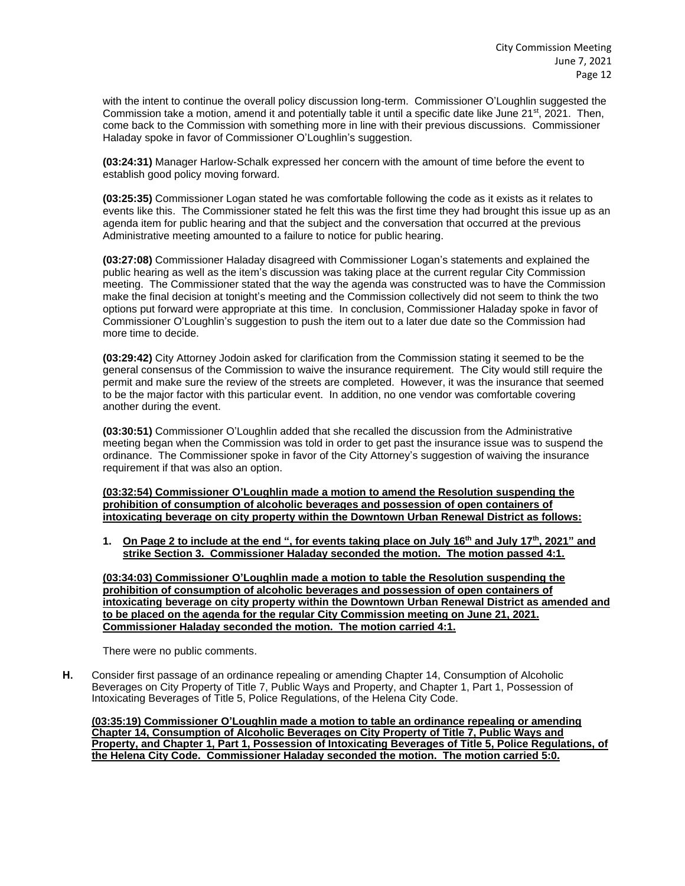with the intent to continue the overall policy discussion long-term. Commissioner O'Loughlin suggested the Commission take a motion, amend it and potentially table it until a specific date like June 21st, 2021. Then, come back to the Commission with something more in line with their previous discussions. Commissioner Haladay spoke in favor of Commissioner O'Loughlin's suggestion.

**(03:24:31)** Manager Harlow-Schalk expressed her concern with the amount of time before the event to establish good policy moving forward.

**(03:25:35)** Commissioner Logan stated he was comfortable following the code as it exists as it relates to events like this. The Commissioner stated he felt this was the first time they had brought this issue up as an agenda item for public hearing and that the subject and the conversation that occurred at the previous Administrative meeting amounted to a failure to notice for public hearing.

**(03:27:08)** Commissioner Haladay disagreed with Commissioner Logan's statements and explained the public hearing as well as the item's discussion was taking place at the current regular City Commission meeting. The Commissioner stated that the way the agenda was constructed was to have the Commission make the final decision at tonight's meeting and the Commission collectively did not seem to think the two options put forward were appropriate at this time. In conclusion, Commissioner Haladay spoke in favor of Commissioner O'Loughlin's suggestion to push the item out to a later due date so the Commission had more time to decide.

**(03:29:42)** City Attorney Jodoin asked for clarification from the Commission stating it seemed to be the general consensus of the Commission to waive the insurance requirement. The City would still require the permit and make sure the review of the streets are completed. However, it was the insurance that seemed to be the major factor with this particular event. In addition, no one vendor was comfortable covering another during the event.

**(03:30:51)** Commissioner O'Loughlin added that she recalled the discussion from the Administrative meeting began when the Commission was told in order to get past the insurance issue was to suspend the ordinance. The Commissioner spoke in favor of the City Attorney's suggestion of waiving the insurance requirement if that was also an option.

**(03:32:54) Commissioner O'Loughlin made a motion to amend the Resolution suspending the prohibition of consumption of alcoholic beverages and possession of open containers of intoxicating beverage on city property within the Downtown Urban Renewal District as follows:**

1. **On Page 2 to include at the end ", for events taking place on July 16th and July 17th, 2021" and strike Section 3. Commissioner Haladay seconded the motion. The motion passed 4:1.**

**(03:34:03) Commissioner O'Loughlin made a motion to table the Resolution suspending the prohibition of consumption of alcoholic beverages and possession of open containers of intoxicating beverage on city property within the Downtown Urban Renewal District as amended and to be placed on the agenda for the regular City Commission meeting on June 21, 2021. Commissioner Haladay seconded the motion. The motion carried 4:1.**

There were no public comments.

**H.** Consider first passage of an ordinance repealing or amending Chapter 14, Consumption of Alcoholic Beverages on City Property of Title 7, Public Ways and Property, and Chapter 1, Part 1, Possession of Intoxicating Beverages of Title 5, Police Regulations, of the Helena City Code.

**(03:35:19) Commissioner O'Loughlin made a motion to table an ordinance repealing or amending Chapter 14, Consumption of Alcoholic Beverages on City Property of Title 7, Public Ways and Property, and Chapter 1, Part 1, Possession of Intoxicating Beverages of Title 5, Police Regulations, of the Helena City Code. Commissioner Haladay seconded the motion. The motion carried 5:0.**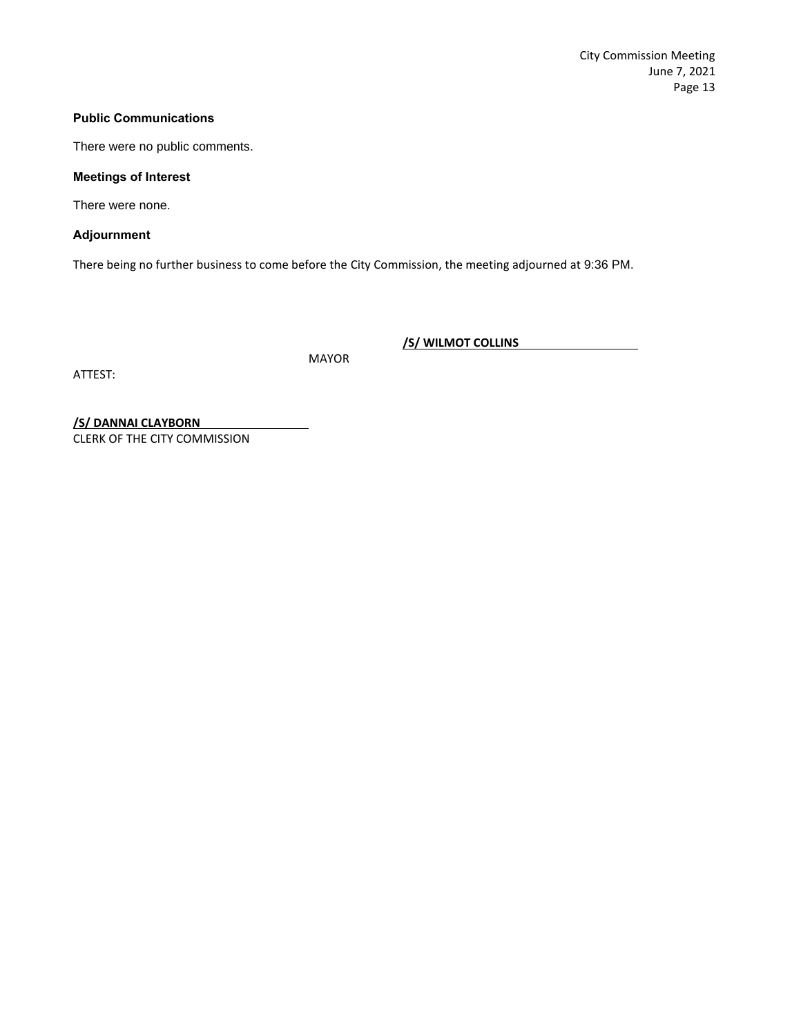### Public Communications

There were no public comments.

### Meetings of Interest

There were none.

### Adjournment

There being no further business to come before the City Commission, the meeting adjourned at 9:36 PM.

**/S/ WILMOT COLLINS**

MAYOR

ATTEST:

**/S/ DANNAI CLAYBORN**

CLERK OF THE CITY COMMISSION